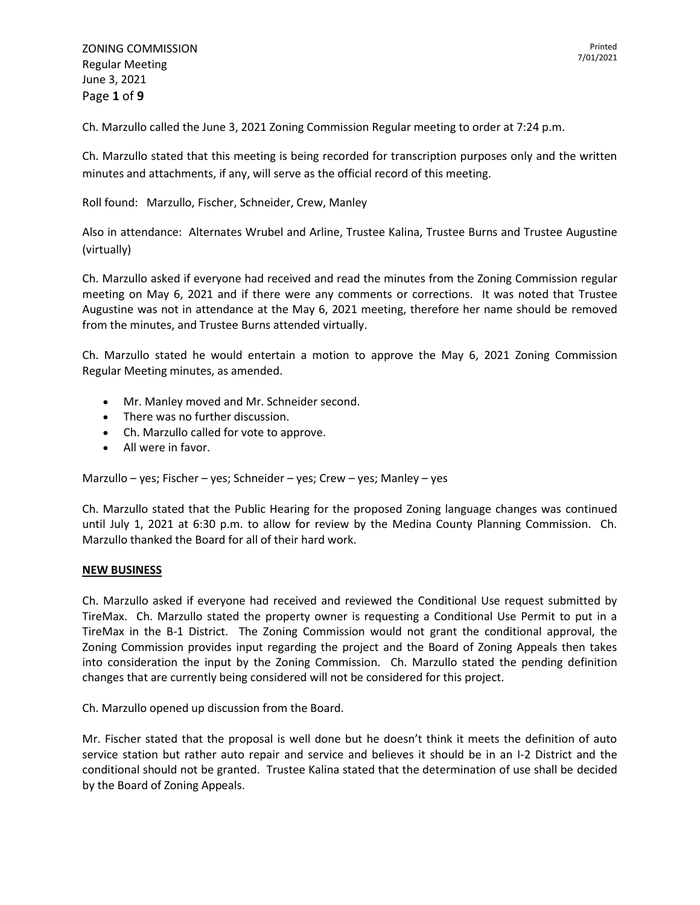Ch. Marzullo called the June 3, 2021 Zoning Commission Regular meeting to order at 7:24 p.m.

Ch. Marzullo stated that this meeting is being recorded for transcription purposes only and the written minutes and attachments, if any, will serve as the official record of this meeting.

Roll found: Marzullo, Fischer, Schneider, Crew, Manley

Also in attendance: Alternates Wrubel and Arline, Trustee Kalina, Trustee Burns and Trustee Augustine (virtually)

Ch. Marzullo asked if everyone had received and read the minutes from the Zoning Commission regular meeting on May 6, 2021 and if there were any comments or corrections. It was noted that Trustee Augustine was not in attendance at the May 6, 2021 meeting, therefore her name should be removed from the minutes, and Trustee Burns attended virtually.

Ch. Marzullo stated he would entertain a motion to approve the May 6, 2021 Zoning Commission Regular Meeting minutes, as amended.

- Mr. Manley moved and Mr. Schneider second.
- There was no further discussion.
- Ch. Marzullo called for vote to approve.
- All were in favor.

Marzullo – yes; Fischer – yes; Schneider – yes; Crew – yes; Manley – yes

Ch. Marzullo stated that the Public Hearing for the proposed Zoning language changes was continued until July 1, 2021 at 6:30 p.m. to allow for review by the Medina County Planning Commission. Ch. Marzullo thanked the Board for all of their hard work.

**NEW BUSINESS**

Ch. Marzullo asked if everyone had received and reviewed the Conditional Use request submitted by TireMax. Ch. Marzullo stated the property owner is requesting a Conditional Use Permit to put in a TireMax in the B-1 District. The Zoning Commission would not grant the conditional approval, the Zoning Commission provides input regarding the project and the Board of Zoning Appeals then takes into consideration the input by the Zoning Commission. Ch. Marzullo stated the pending definition changes that are currently being considered will not be considered for this project.

Ch. Marzullo opened up discussion from the Board.

Mr. Fischer stated that the proposal is well done but he doesn't think it meets the definition of auto service station but rather auto repair and service and believes it should be in an I-2 District and the conditional should not be granted. Trustee Kalina stated that the determination of use shall be decided by the Board of Zoning Appeals.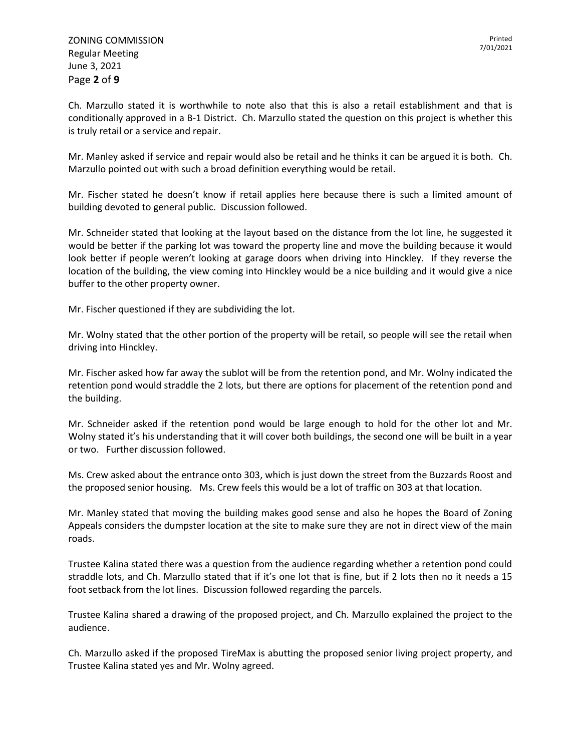Ch. Marzullo stated it is worthwhile to note also that this is also a retail establishment and that is conditionally approved in a B-1 District. Ch. Marzullo stated the question on this project is whether this is truly retail or a service and repair.

Mr. Manley asked if service and repair would also be retail and he thinks it can be argued it is both. Ch. Marzullo pointed out with such a broad definition everything would be retail.

Mr. Fischer stated he doesn't know if retail applies here because there is such a limited amount of building devoted to general public. Discussion followed.

Mr. Schneider stated that looking at the layout based on the distance from the lot line, he suggested it would be better if the parking lot was toward the property line and move the building because it would look better if people weren't looking at garage doors when driving into Hinckley. If they reverse the location of the building, the view coming into Hinckley would be a nice building and it would give a nice buffer to the other property owner.

Mr. Fischer questioned if they are subdividing the lot.

Mr. Wolny stated that the other portion of the property will be retail, so people will see the retail when driving into Hinckley.

Mr. Fischer asked how far away the sublot will be from the retention pond, and Mr. Wolny indicated the retention pond would straddle the 2 lots, but there are options for placement of the retention pond and the building.

Mr. Schneider asked if the retention pond would be large enough to hold for the other lot and Mr. Wolny stated it's his understanding that it will cover both buildings, the second one will be built in a year or two. Further discussion followed.

Ms. Crew asked about the entrance onto 303, which is just down the street from the Buzzards Roost and the proposed senior housing. Ms. Crew feels this would be a lot of traffic on 303 at that location.

Mr. Manley stated that moving the building makes good sense and also he hopes the Board of Zoning Appeals considers the dumpster location at the site to make sure they are not in direct view of the main roads.

Trustee Kalina stated there was a question from the audience regarding whether a retention pond could straddle lots, and Ch. Marzullo stated that if it's one lot that is fine, but if 2 lots then no it needs a 15 foot setback from the lot lines. Discussion followed regarding the parcels.

Trustee Kalina shared a drawing of the proposed project, and Ch. Marzullo explained the project to the audience.

Ch. Marzullo asked if the proposed TireMax is abutting the proposed senior living project property, and Trustee Kalina stated yes and Mr. Wolny agreed.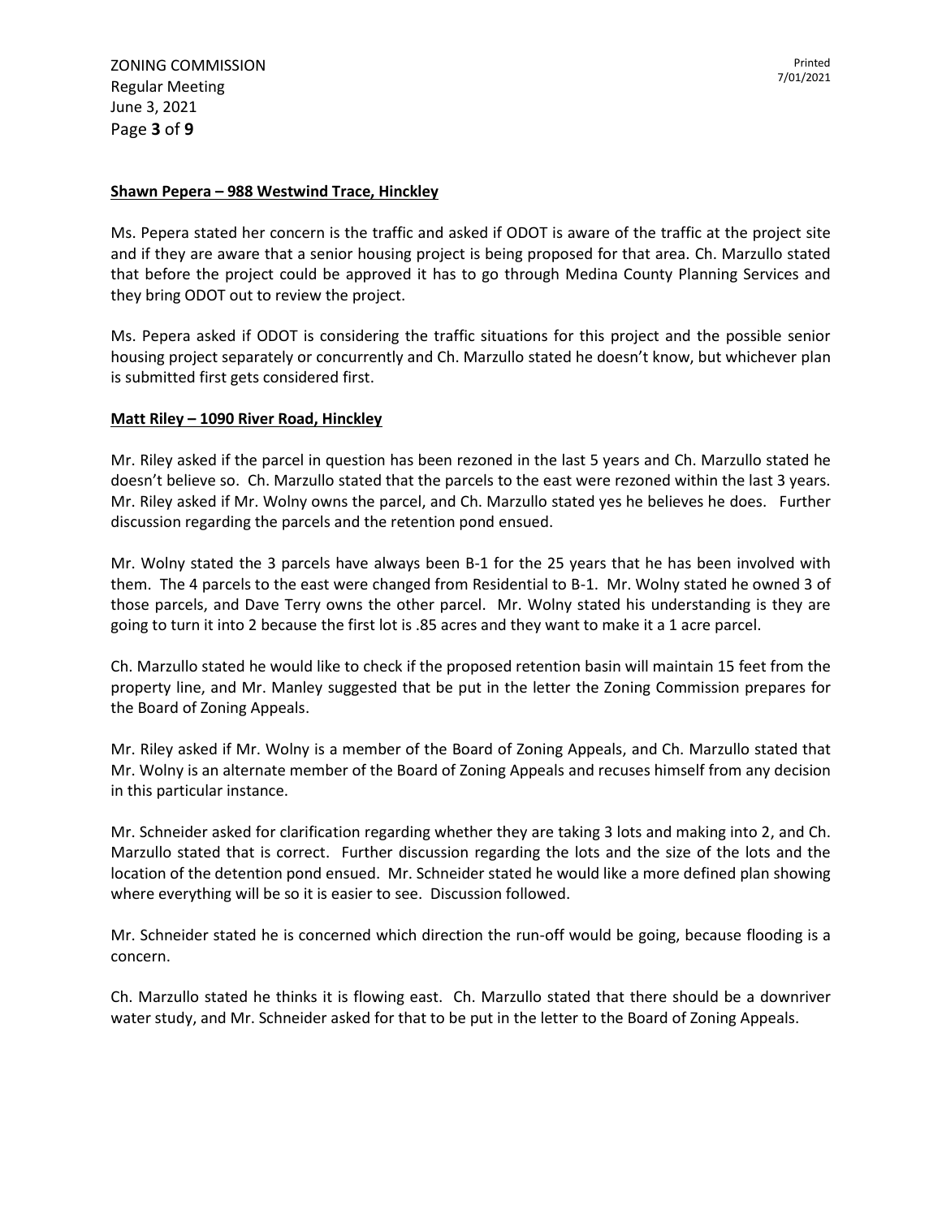**Shawn Pepera – 988 Westwind Trace, Hinckley**

Ms. Pepera stated her concern is the traffic and asked if ODOT is aware of the traffic at the project site and if they are aware that a senior housing project is being proposed for that area. Ch. Marzullo stated that before the project could be approved it has to go through Medina County Planning Services and they bring ODOT out to review the project.

Ms. Pepera asked if ODOT is considering the traffic situations for this project and the possible senior housing project separately or concurrently and Ch. Marzullo stated he doesn't know, but whichever plan is submitted first gets considered first.

**Matt Riley – 1090 River Road, Hinckley**

Mr. Riley asked if the parcel in question has been rezoned in the last 5 years and Ch. Marzullo stated he doesn't believe so. Ch. Marzullo stated that the parcels to the east were rezoned within the last 3 years. Mr. Riley asked if Mr. Wolny owns the parcel, and Ch. Marzullo stated yes he believes he does. Further discussion regarding the parcels and the retention pond ensued.

Mr. Wolny stated the 3 parcels have always been B-1 for the 25 years that he has been involved with them. The 4 parcels to the east were changed from Residential to B-1. Mr. Wolny stated he owned 3 of those parcels, and Dave Terry owns the other parcel. Mr. Wolny stated his understanding is they are going to turn it into 2 because the first lot is .85 acres and they want to make it a 1 acre parcel.

Ch. Marzullo stated he would like to check if the proposed retention basin will maintain 15 feet from the property line, and Mr. Manley suggested that be put in the letter the Zoning Commission prepares for the Board of Zoning Appeals.

Mr. Riley asked if Mr. Wolny is a member of the Board of Zoning Appeals, and Ch. Marzullo stated that Mr. Wolny is an alternate member of the Board of Zoning Appeals and recuses himself from any decision in this particular instance.

Mr. Schneider asked for clarification regarding whether they are taking 3 lots and making into 2, and Ch. Marzullo stated that is correct. Further discussion regarding the lots and the size of the lots and the location of the detention pond ensued. Mr. Schneider stated he would like a more defined plan showing where everything will be so it is easier to see. Discussion followed.

Mr. Schneider stated he is concerned which direction the run-off would be going, because flooding is a concern.

Ch. Marzullo stated he thinks it is flowing east. Ch. Marzullo stated that there should be a downriver water study, and Mr. Schneider asked for that to be put in the letter to the Board of Zoning Appeals.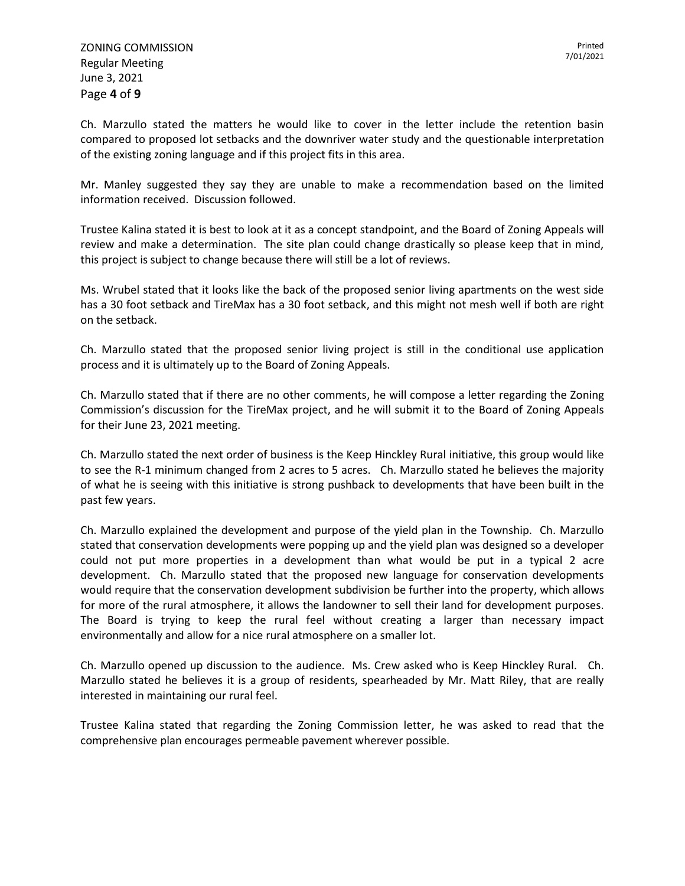Ch. Marzullo stated the matters he would like to cover in the letter include the retention basin compared to proposed lot setbacks and the downriver water study and the questionable interpretation of the existing zoning language and if this project fits in this area.

Mr. Manley suggested they say they are unable to make a recommendation based on the limited information received. Discussion followed.

Trustee Kalina stated it is best to look at it as a concept standpoint, and the Board of Zoning Appeals will review and make a determination. The site plan could change drastically so please keep that in mind, this project is subject to change because there will still be a lot of reviews.

Ms. Wrubel stated that it looks like the back of the proposed senior living apartments on the west side has a 30 foot setback and TireMax has a 30 foot setback, and this might not mesh well if both are right on the setback.

Ch. Marzullo stated that the proposed senior living project is still in the conditional use application process and it is ultimately up to the Board of Zoning Appeals.

Ch. Marzullo stated that if there are no other comments, he will compose a letter regarding the Zoning Commission's discussion for the TireMax project, and he will submit it to the Board of Zoning Appeals for their June 23, 2021 meeting.

Ch. Marzullo stated the next order of business is the Keep Hinckley Rural initiative, this group would like to see the R-1 minimum changed from 2 acres to 5 acres. Ch. Marzullo stated he believes the majority of what he is seeing with this initiative is strong pushback to developments that have been built in the past few years.

Ch. Marzullo explained the development and purpose of the yield plan in the Township. Ch. Marzullo stated that conservation developments were popping up and the yield plan was designed so a developer could not put more properties in a development than what would be put in a typical 2 acre development. Ch. Marzullo stated that the proposed new language for conservation developments would require that the conservation development subdivision be further into the property, which allows for more of the rural atmosphere, it allows the landowner to sell their land for development purposes. The Board is trying to keep the rural feel without creating a larger than necessary impact environmentally and allow for a nice rural atmosphere on a smaller lot.

Ch. Marzullo opened up discussion to the audience. Ms. Crew asked who is Keep Hinckley Rural. Ch. Marzullo stated he believes it is a group of residents, spearheaded by Mr. Matt Riley, that are really interested in maintaining our rural feel.

Trustee Kalina stated that regarding the Zoning Commission letter, he was asked to read that the comprehensive plan encourages permeable pavement wherever possible.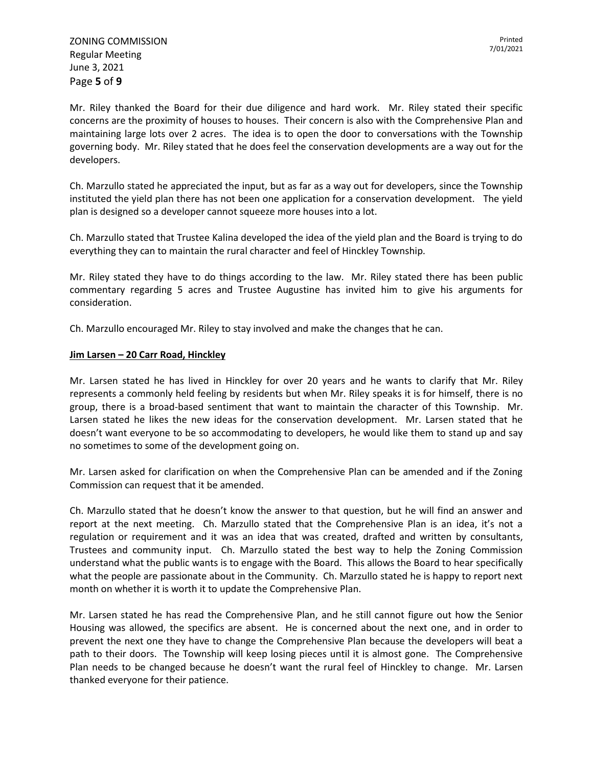Mr. Riley thanked the Board for their due diligence and hard work. Mr. Riley stated their specific concerns are the proximity of houses to houses. Their concern is also with the Comprehensive Plan and maintaining large lots over 2 acres. The idea is to open the door to conversations with the Township governing body. Mr. Riley stated that he does feel the conservation developments are a way out for the developers.

Ch. Marzullo stated he appreciated the input, but as far as a way out for developers, since the Township instituted the yield plan there has not been one application for a conservation development. The yield plan is designed so a developer cannot squeeze more houses into a lot.

Ch. Marzullo stated that Trustee Kalina developed the idea of the yield plan and the Board is trying to do everything they can to maintain the rural character and feel of Hinckley Township.

Mr. Riley stated they have to do things according to the law. Mr. Riley stated there has been public commentary regarding 5 acres and Trustee Augustine has invited him to give his arguments for consideration.

Ch. Marzullo encouraged Mr. Riley to stay involved and make the changes that he can.

**Jim Larsen – 20 Carr Road, Hinckley**

Mr. Larsen stated he has lived in Hinckley for over 20 years and he wants to clarify that Mr. Riley represents a commonly held feeling by residents but when Mr. Riley speaks it is for himself, there is no group, there is a broad-based sentiment that want to maintain the character of this Township. Mr. Larsen stated he likes the new ideas for the conservation development. Mr. Larsen stated that he doesn't want everyone to be so accommodating to developers, he would like them to stand up and say no sometimes to some of the development going on.

Mr. Larsen asked for clarification on when the Comprehensive Plan can be amended and if the Zoning Commission can request that it be amended.

Ch. Marzullo stated that he doesn't know the answer to that question, but he will find an answer and report at the next meeting. Ch. Marzullo stated that the Comprehensive Plan is an idea, it's not a regulation or requirement and it was an idea that was created, drafted and written by consultants, Trustees and community input. Ch. Marzullo stated the best way to help the Zoning Commission understand what the public wants is to engage with the Board. This allows the Board to hear specifically what the people are passionate about in the Community. Ch. Marzullo stated he is happy to report next month on whether it is worth it to update the Comprehensive Plan.

Mr. Larsen stated he has read the Comprehensive Plan, and he still cannot figure out how the Senior Housing was allowed, the specifics are absent. He is concerned about the next one, and in order to prevent the next one they have to change the Comprehensive Plan because the developers will beat a path to their doors. The Township will keep losing pieces until it is almost gone. The Comprehensive Plan needs to be changed because he doesn't want the rural feel of Hinckley to change. Mr. Larsen thanked everyone for their patience.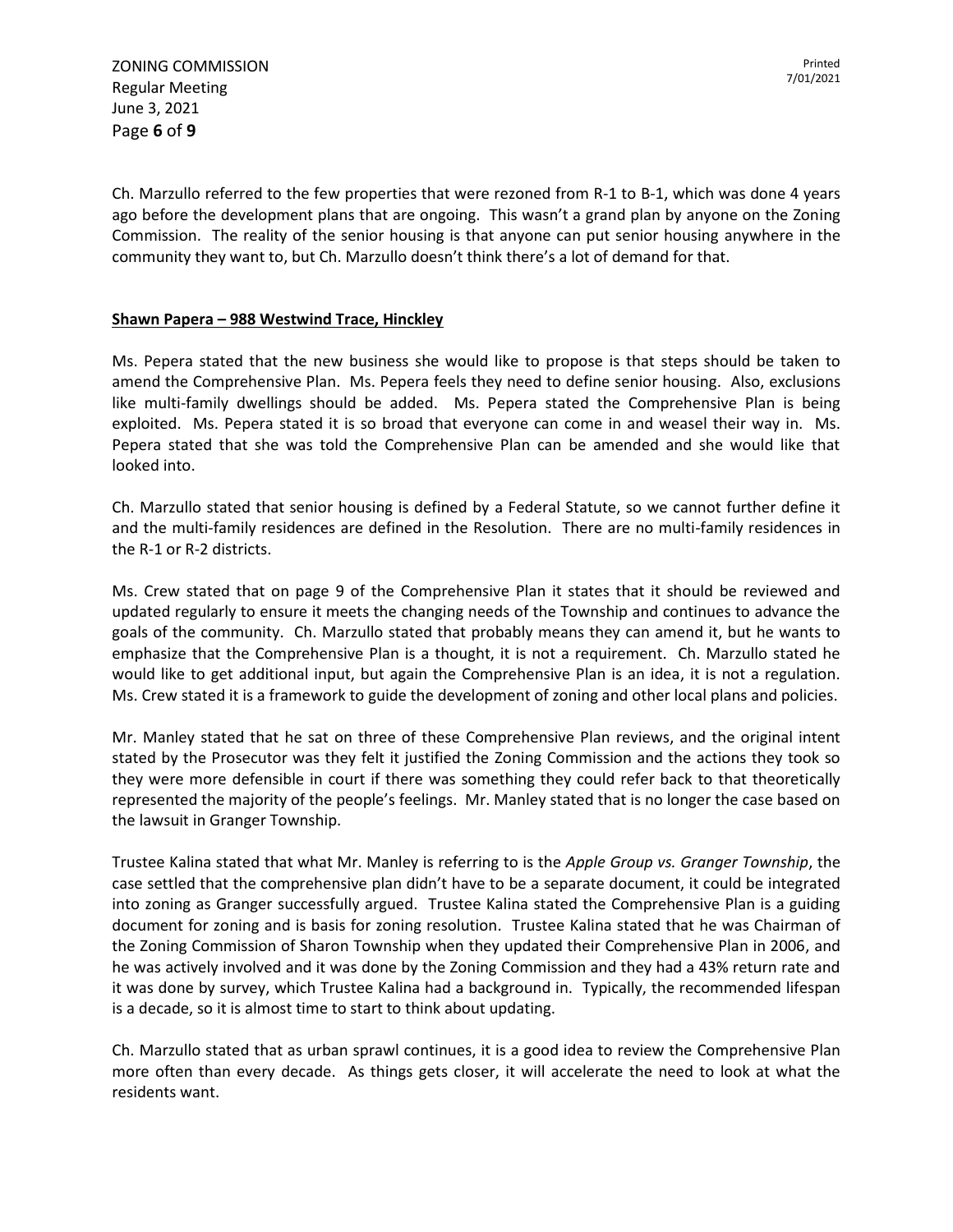Ch. Marzullo referred to the few properties that were rezoned from R-1 to B-1, which was done 4 years ago before the development plans that are ongoing. This wasn't a grand plan by anyone on the Zoning Commission. The reality of the senior housing is that anyone can put senior housing anywhere in the community they want to, but Ch. Marzullo doesn't think there's a lot of demand for that.

**Shawn Papera – 988 Westwind Trace, Hinckley**

Ms. Pepera stated that the new business she would like to propose is that steps should be taken to amend the Comprehensive Plan. Ms. Pepera feels they need to define senior housing. Also, exclusions like multi-family dwellings should be added. Ms. Pepera stated the Comprehensive Plan is being exploited. Ms. Pepera stated it is so broad that everyone can come in and weasel their way in. Ms. Pepera stated that she was told the Comprehensive Plan can be amended and she would like that looked into.

Ch. Marzullo stated that senior housing is defined by a Federal Statute, so we cannot further define it and the multi-family residences are defined in the Resolution. There are no multi-family residences in the R-1 or R-2 districts.

Ms. Crew stated that on page 9 of the Comprehensive Plan it states that it should be reviewed and updated regularly to ensure it meets the changing needs of the Township and continues to advance the goals of the community. Ch. Marzullo stated that probably means they can amend it, but he wants to emphasize that the Comprehensive Plan is a thought, it is not a requirement. Ch. Marzullo stated he would like to get additional input, but again the Comprehensive Plan is an idea, it is not a regulation. Ms. Crew stated it is a framework to guide the development of zoning and other local plans and policies.

Mr. Manley stated that he sat on three of these Comprehensive Plan reviews, and the original intent stated by the Prosecutor was they felt it justified the Zoning Commission and the actions they took so they were more defensible in court if there was something they could refer back to that theoretically represented the majority of the people's feelings. Mr. Manley stated that is no longer the case based on the lawsuit in Granger Township.

Trustee Kalina stated that what Mr. Manley is referring to is the *Apple Group vs. Granger Township*, the case settled that the comprehensive plan didn't have to be a separate document, it could be integrated into zoning as Granger successfully argued. Trustee Kalina stated the Comprehensive Plan is a guiding document for zoning and is basis for zoning resolution. Trustee Kalina stated that he was Chairman of the Zoning Commission of Sharon Township when they updated their Comprehensive Plan in 2006, and he was actively involved and it was done by the Zoning Commission and they had a 43% return rate and it was done by survey, which Trustee Kalina had a background in. Typically, the recommended lifespan is a decade, so it is almost time to start to think about updating.

Ch. Marzullo stated that as urban sprawl continues, it is a good idea to review the Comprehensive Plan more often than every decade. As things gets closer, it will accelerate the need to look at what the residents want.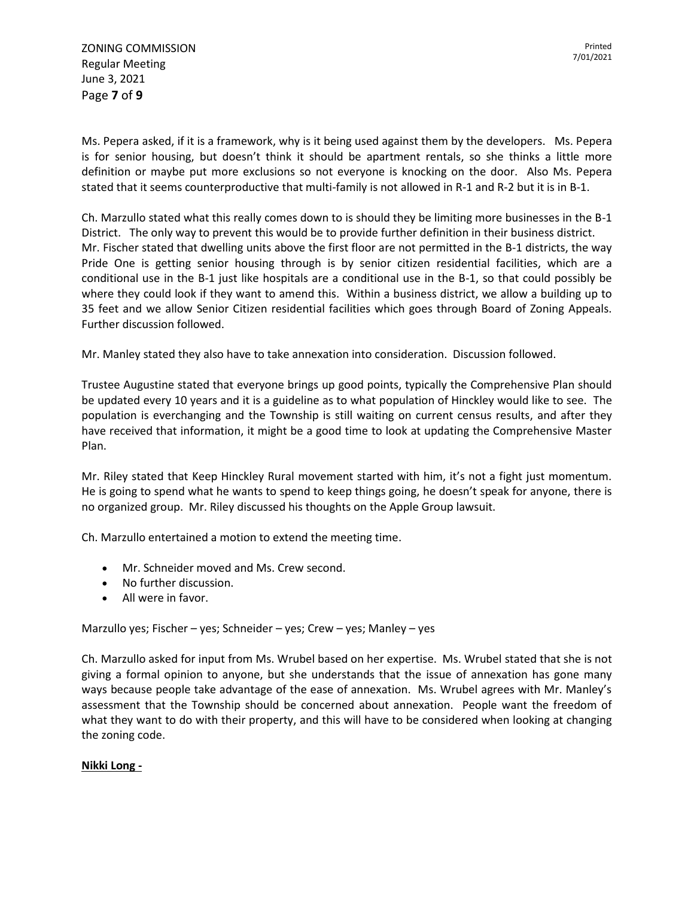Ms. Pepera asked, if it is a framework, why is it being used against them by the developers. Ms. Pepera is for senior housing, but doesn't think it should be apartment rentals, so she thinks a little more definition or maybe put more exclusions so not everyone is knocking on the door. Also Ms. Pepera stated that it seems counterproductive that multi-family is not allowed in R-1 and R-2 but it is in B-1.

Ch. Marzullo stated what this really comes down to is should they be limiting more businesses in the B-1 District. The only way to prevent this would be to provide further definition in their business district. Mr. Fischer stated that dwelling units above the first floor are not permitted in the B-1 districts, the way Pride One is getting senior housing through is by senior citizen residential facilities, which are a conditional use in the B-1 just like hospitals are a conditional use in the B-1, so that could possibly be where they could look if they want to amend this. Within a business district, we allow a building up to 35 feet and we allow Senior Citizen residential facilities which goes through Board of Zoning Appeals. Further discussion followed.

Mr. Manley stated they also have to take annexation into consideration. Discussion followed.

Trustee Augustine stated that everyone brings up good points, typically the Comprehensive Plan should be updated every 10 years and it is a guideline as to what population of Hinckley would like to see. The population is everchanging and the Township is still waiting on current census results, and after they have received that information, it might be a good time to look at updating the Comprehensive Master Plan.

Mr. Riley stated that Keep Hinckley Rural movement started with him, it's not a fight just momentum. He is going to spend what he wants to spend to keep things going, he doesn't speak for anyone, there is no organized group. Mr. Riley discussed his thoughts on the Apple Group lawsuit.

Ch. Marzullo entertained a motion to extend the meeting time.

- Mr. Schneider moved and Ms. Crew second.
- No further discussion.
- All were in favor.

Marzullo yes; Fischer – yes; Schneider – yes; Crew – yes; Manley – yes

Ch. Marzullo asked for input from Ms. Wrubel based on her expertise. Ms. Wrubel stated that she is not giving a formal opinion to anyone, but she understands that the issue of annexation has gone many ways because people take advantage of the ease of annexation. Ms. Wrubel agrees with Mr. Manley's assessment that the Township should be concerned about annexation. People want the freedom of what they want to do with their property, and this will have to be considered when looking at changing the zoning code.

**Nikki Long -**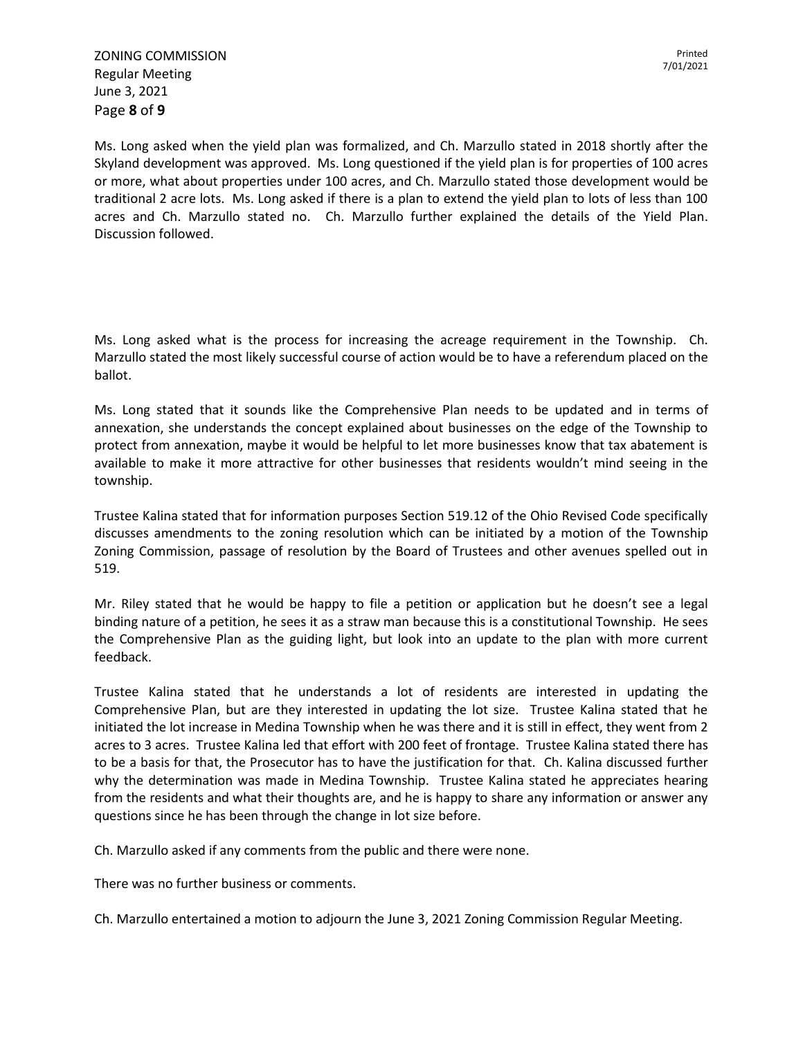Ms. Long asked when the yield plan was formalized, and Ch. Marzullo stated in 2018 shortly after the Skyland development was approved. Ms. Long questioned if the yield plan is for properties of 100 acres or more, what about properties under 100 acres, and Ch. Marzullo stated those development would be traditional 2 acre lots. Ms. Long asked if there is a plan to extend the yield plan to lots of less than 100 acres and Ch. Marzullo stated no. Ch. Marzullo further explained the details of the Yield Plan. Discussion followed.

Ms. Long asked what is the process for increasing the acreage requirement in the Township. Ch. Marzullo stated the most likely successful course of action would be to have a referendum placed on the ballot.

Ms. Long stated that it sounds like the Comprehensive Plan needs to be updated and in terms of annexation, she understands the concept explained about businesses on the edge of the Township to protect from annexation, maybe it would be helpful to let more businesses know that tax abatement is available to make it more attractive for other businesses that residents wouldn't mind seeing in the township.

Trustee Kalina stated that for information purposes Section 519.12 of the Ohio Revised Code specifically discusses amendments to the zoning resolution which can be initiated by a motion of the Township Zoning Commission, passage of resolution by the Board of Trustees and other avenues spelled out in 519.

Mr. Riley stated that he would be happy to file a petition or application but he doesn't see a legal binding nature of a petition, he sees it as a straw man because this is a constitutional Township. He sees the Comprehensive Plan as the guiding light, but look into an update to the plan with more current feedback.

Trustee Kalina stated that he understands a lot of residents are interested in updating the Comprehensive Plan, but are they interested in updating the lot size. Trustee Kalina stated that he initiated the lot increase in Medina Township when he was there and it is still in effect, they went from 2 acres to 3 acres. Trustee Kalina led that effort with 200 feet of frontage. Trustee Kalina stated there has to be a basis for that, the Prosecutor has to have the justification for that. Ch. Kalina discussed further why the determination was made in Medina Township. Trustee Kalina stated he appreciates hearing from the residents and what their thoughts are, and he is happy to share any information or answer any questions since he has been through the change in lot size before.

Ch. Marzullo asked if any comments from the public and there were none.

There was no further business or comments.

Ch. Marzullo entertained a motion to adjourn the June 3, 2021 Zoning Commission Regular Meeting.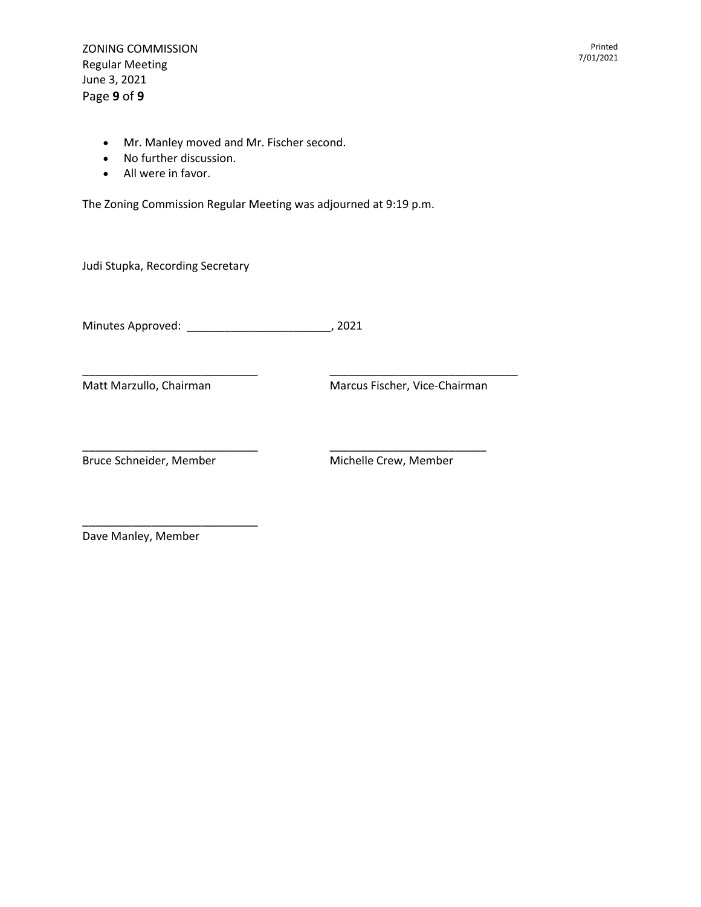- Mr. Manley moved and Mr. Fischer second.
- No further discussion.
- All were in favor.

The Zoning Commission Regular Meeting was adjourned at 9:19 p.m.

Judi Stupka, Recording Secretary

Minutes Approved: _______________________, 2021

____________________________ ______________________________
Matt Marzullo, Chairman Marcus Fischer, Vice-Chairman

____________________________ _________________________
Bruce Schneider, Member Michelle Crew, Member

____________________________
Dave Manley, Member